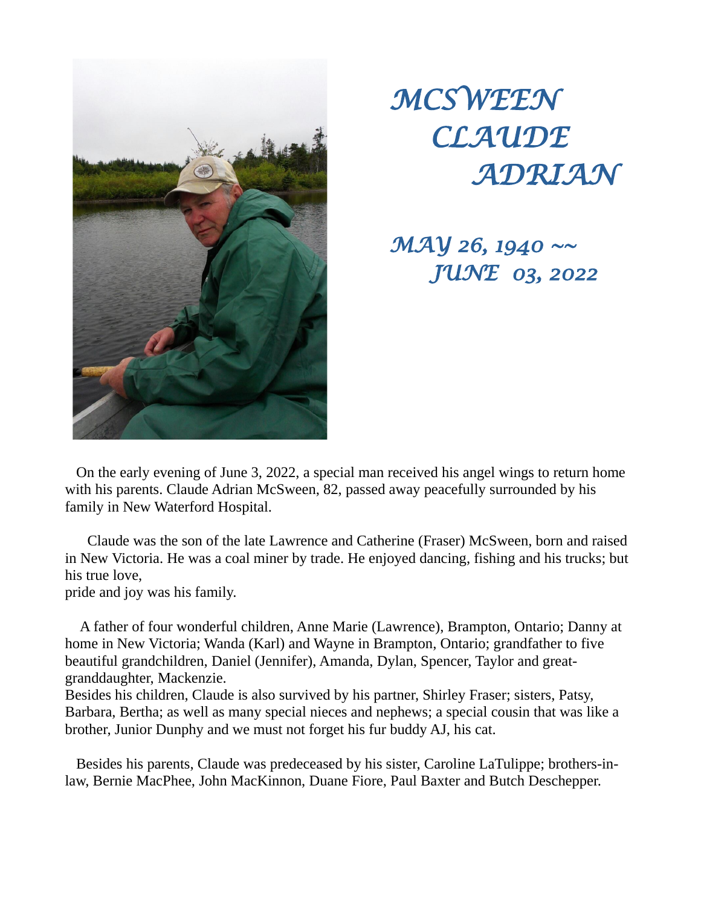# MCSWEEN CLAUDE ADRIAN

## MAY 26, 1940 ~~ JUNE 03, 2022

On the early evening of June 3, 2022, a special man received his angel wings to return home with his parents. Claude Adrian McSween, 82, passed away peacefully surrounded by his family in New Waterford Hospital.

Claude was the son of the late Lawrence and Catherine (Fraser) McSween, born and raised in New Victoria. He was a coal miner by trade. He enjoyed dancing, fishing and his trucks; but his true love,
pride and joy was his family.

A father of four wonderful children, Anne Marie (Lawrence), Brampton, Ontario; Danny at home in New Victoria; Wanda (Karl) and Wayne in Brampton, Ontario; grandfather to five beautiful grandchildren, Daniel (Jennifer), Amanda, Dylan, Spencer, Taylor and great-granddaughter, Mackenzie.
Besides his children, Claude is also survived by his partner, Shirley Fraser; sisters, Patsy, Barbara, Bertha; as well as many special nieces and nephews; a special cousin that was like a brother, Junior Dunphy and we must not forget his fur buddy AJ, his cat.

Besides his parents, Claude was predeceased by his sister, Caroline LaTulippe; brothers-in-law, Bernie MacPhee, John MacKinnon, Duane Fiore, Paul Baxter and Butch Deschepper.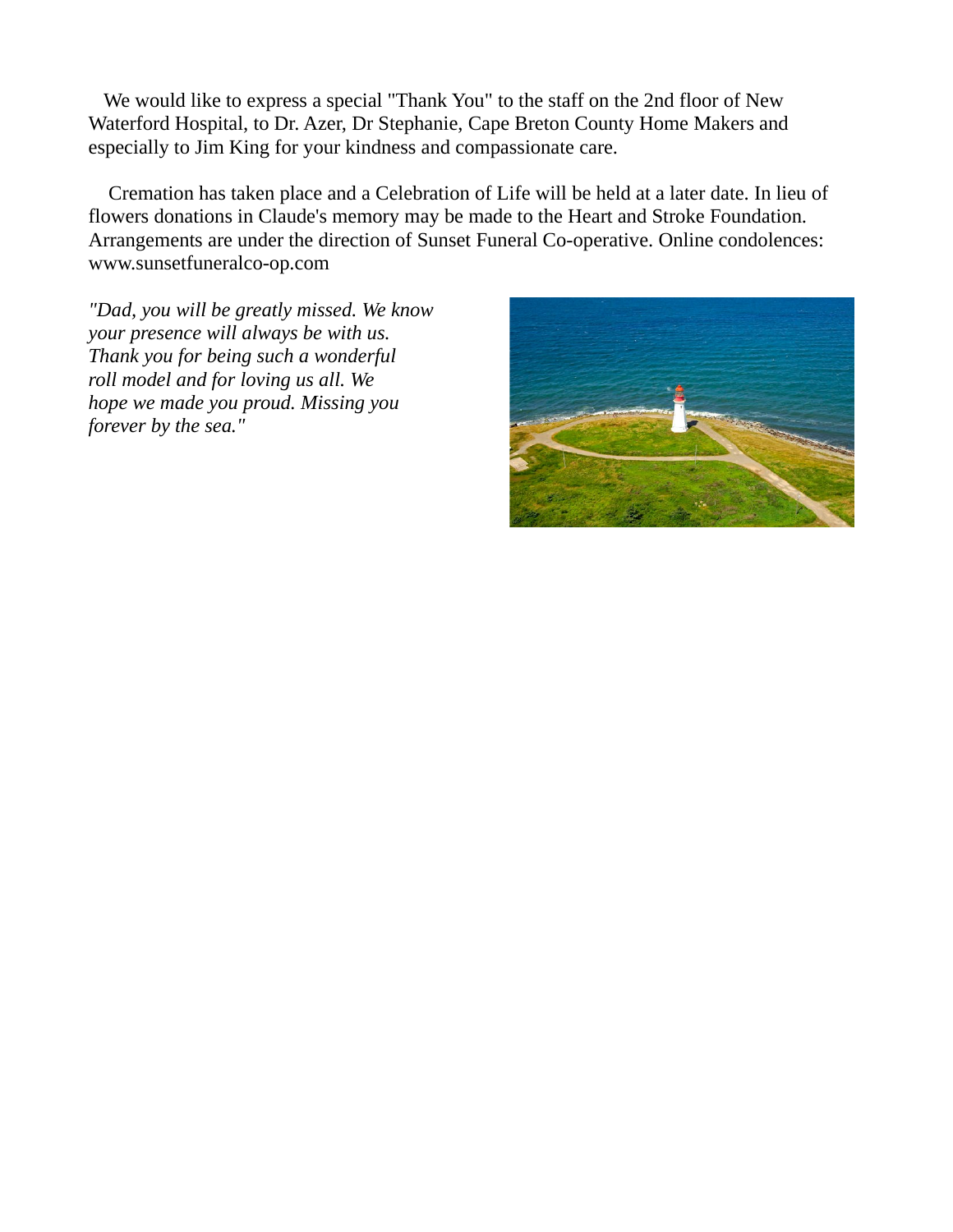We would like to express a special "Thank You" to the staff on the 2nd floor of New Waterford Hospital, to Dr. Azer, Dr Stephanie, Cape Breton County Home Makers and especially to Jim King for your kindness and compassionate care.

Cremation has taken place and a Celebration of Life will be held at a later date. In lieu of flowers donations in Claude's memory may be made to the Heart and Stroke Foundation. Arrangements are under the direction of Sunset Funeral Co-operative. Online condolences: www.sunsetfuneralco-op.com

*"Dad, you will be greatly missed. We know your presence will always be with us. Thank you for being such a wonderful roll model and for loving us all. We hope we made you proud. Missing you forever by the sea."*